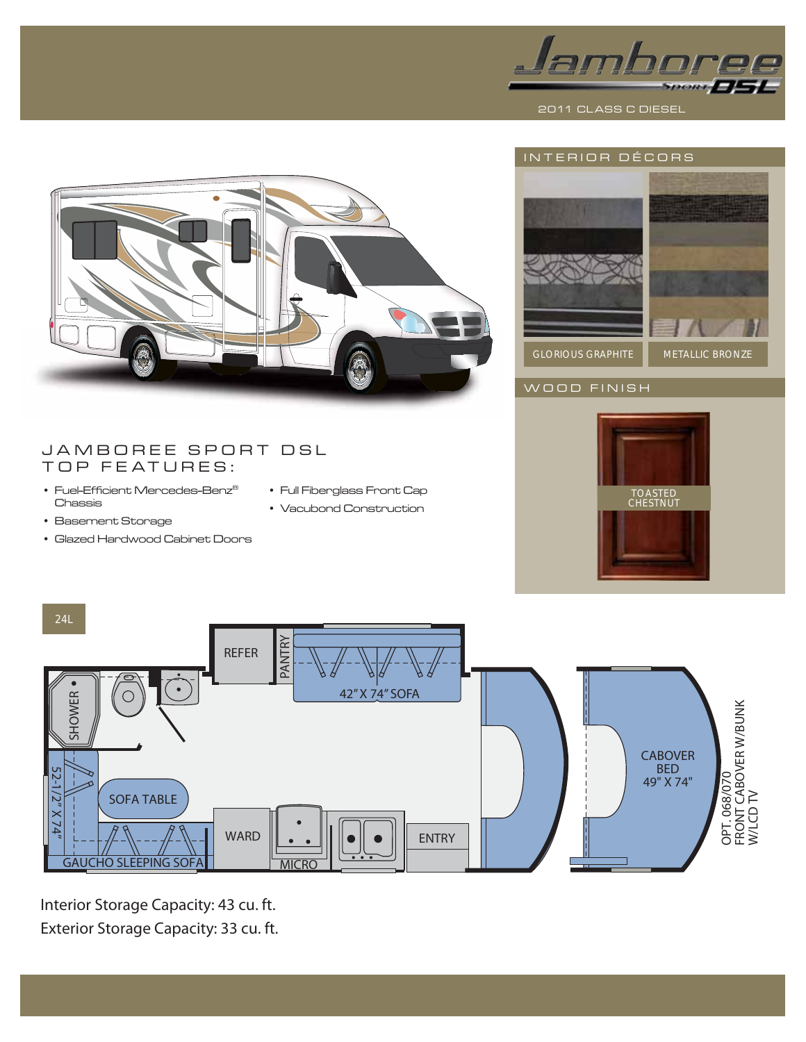# Jamboree Sport DSL

2011 CLASS C DIESEL

## INTERIOR DÉCORS

GLORIOUS GRAPHITE

METALLIC BRONZE

## WOOD FINISH

TOASTED CHESTNUT

## JAMBOREE SPORT DSL TOP FEATURES:

- Fuel-Efficient Mercedes-Benz® Chassis
- Basement Storage
- Glazed Hardwood Cabinet Doors
- Full Fiberglass Front Cap
- Vacubond Construction

## 24L

SHOWER

REFER

PANTRY

42" X 74" SOFA

52-1/2" X 74"

SOFA TABLE

GAUCHO SLEEPING SOFA

WARD

MICRO

ENTRY

CABOVER BED 49" X 74"

OPT. 068/070 FRONT CABOVER W/BUNK W/LCD TV

Interior Storage Capacity: 43 cu. ft.

Exterior Storage Capacity: 33 cu. ft.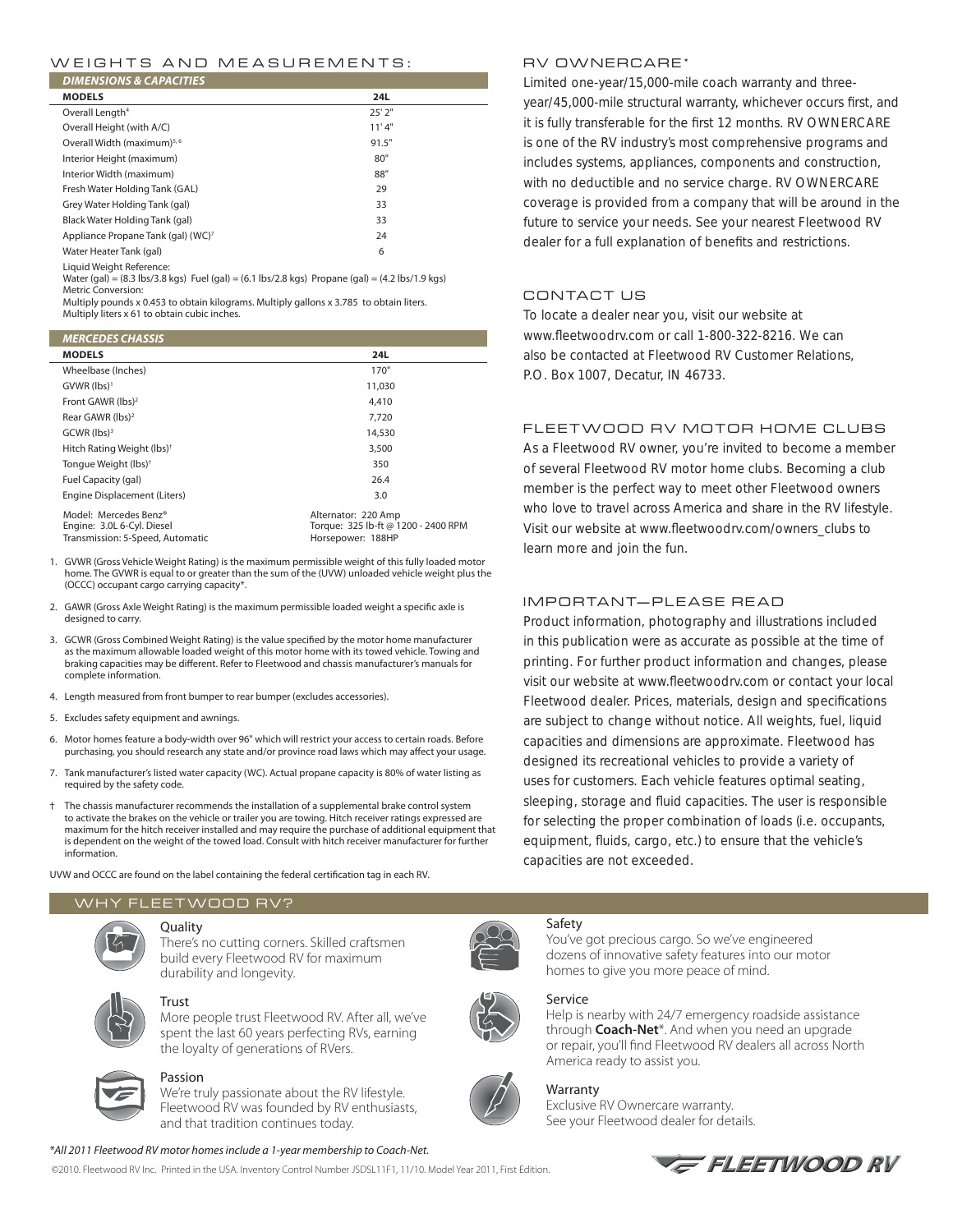## WEIGHTS AND MEASUREMENTS:

| *DIMENSIONS & CAPACITIES* | |
|---|---|
| **MODELS** | **24L** |
| Overall Length[4] | 25' 2" |
| Overall Height (with A/C) | 11' 4" |
| Overall Width (maximum)[5, 6] | 91.5" |
| Interior Height (maximum) | 80" |
| Interior Width (maximum) | 88" |
| Fresh Water Holding Tank (GAL) | 29 |
| Grey Water Holding Tank (gal) | 33 |
| Black Water Holding Tank (gal) | 33 |
| Appliance Propane Tank (gal) (WC)[7] | 24 |
| Water Heater Tank (gal) | 6 |

Liquid Weight Reference:
Water (gal) = (8.3 lbs/3.8 kgs) Fuel (gal) = (6.1 lbs/2.8 kgs) Propane (gal) = (4.2 lbs/1.9 kgs)
Metric Conversion:
Multiply pounds x 0.453 to obtain kilograms. Multiply gallons x 3.785 to obtain liters.
Multiply liters x 61 to obtain cubic inches.

| *MERCEDES CHASSIS* | |
|---|---|
| **MODELS** | **24L** |
| Wheelbase (Inches) | 170" |
| GVWR (lbs)[1] | 11,030 |
| Front GAWR (lbs)[2] | 4,410 |
| Rear GAWR (lbs)[2] | 7,720 |
| GCWR (lbs)[3] | 14,530 |
| Hitch Rating Weight (lbs)[†] | 3,500 |
| Tongue Weight (lbs)[†] | 350 |
| Fuel Capacity (gal) | 26.4 |
| Engine Displacement (Liters) | 3.0 |
| Model: Mercedes Benz® <br> Engine: 3.0L 6-Cyl. Diesel <br> Transmission: 5-Speed, Automatic | Alternator: 220 Amp <br> Torque: 325 lb-ft @ 1200 - 2400 RPM <br> Horsepower: 188HP |

1. GVWR (Gross Vehicle Weight Rating) is the maximum permissible weight of this fully loaded motor home. The GVWR is equal to or greater than the sum of the (UVW) unloaded vehicle weight plus the (OCCC) occupant cargo carrying capacity*.
2. GAWR (Gross Axle Weight Rating) is the maximum permissible loaded weight a specific axle is designed to carry.
3. GCWR (Gross Combined Weight Rating) is the value specified by the motor home manufacturer as the maximum allowable loaded weight of this motor home with its towed vehicle. Towing and braking capacities may be different. Refer to Fleetwood and chassis manufacturer's manuals for complete information.
4. Length measured from front bumper to rear bumper (excludes accessories).
5. Excludes safety equipment and awnings.
6. Motor homes feature a body-width over 96" which will restrict your access to certain roads. Before purchasing, you should research any state and/or province road laws which may affect your usage.
7. Tank manufacturer's listed water capacity (WC). Actual propane capacity is 80% of water listing as required by the safety code.

† The chassis manufacturer recommends the installation of a supplemental brake control system to activate the brakes on the vehicle or trailer you are towing. Hitch receiver ratings expressed are maximum for the hitch receiver installed and may require the purchase of additional equipment that is dependent on the weight of the towed load. Consult with hitch receiver manufacturer for further information.

UVW and OCCC are found on the label containing the federal certification tag in each RV.

## RV OWNERCARE*

Limited one-year/15,000-mile coach warranty and three-year/45,000-mile structural warranty, whichever occurs first, and it is fully transferable for the first 12 months. RV OWNERCARE is one of the RV industry's most comprehensive programs and includes systems, appliances, components and construction, with no deductible and no service charge. RV OWNERCARE coverage is provided from a company that will be around in the future to service your needs. See your nearest Fleetwood RV dealer for a full explanation of benefits and restrictions.

## CONTACT US

To locate a dealer near you, visit our website at www.fleetwoodrv.com or call 1-800-322-8216. We can also be contacted at Fleetwood RV Customer Relations, P.O. Box 1007, Decatur, IN 46733.

## FLEETWOOD RV MOTOR HOME CLUBS

As a Fleetwood RV owner, you're invited to become a member of several Fleetwood RV motor home clubs. Becoming a club member is the perfect way to meet other Fleetwood owners who love to travel across America and share in the RV lifestyle. Visit our website at www.fleetwoodrv.com/owners_clubs to learn more and join the fun.

## IMPORTANT—PLEASE READ

Product information, photography and illustrations included in this publication were as accurate as possible at the time of printing. For further product information and changes, please visit our website at www.fleetwoodrv.com or contact your local Fleetwood dealer. Prices, materials, design and specifications are subject to change without notice. All weights, fuel, liquid capacities and dimensions are approximate. Fleetwood has designed its recreational vehicles to provide a variety of uses for customers. Each vehicle features optimal seating, sleeping, storage and fluid capacities. The user is responsible for selecting the proper combination of loads (i.e. occupants, equipment, fluids, cargo, etc.) to ensure that the vehicle's capacities are not exceeded.

## WHY FLEETWOOD RV?

### Quality
There's no cutting corners. Skilled craftsmen build every Fleetwood RV for maximum durability and longevity.

### Trust
More people trust Fleetwood RV. After all, we've spent the last 60 years perfecting RVs, earning the loyalty of generations of RVers.

### Passion
We're truly passionate about the RV lifestyle. Fleetwood RV was founded by RV enthusiasts, and that tradition continues today.

### Safety
You've got precious cargo. So we've engineered dozens of innovative safety features into our motor homes to give you more peace of mind.

### Service
Help is nearby with 24/7 emergency roadside assistance through **Coach-Net***. And when you need an upgrade or repair, you'll find Fleetwood RV dealers all across North America ready to assist you.

### Warranty
Exclusive RV Ownercare warranty. See your Fleetwood dealer for details.

*\*All 2011 Fleetwood RV motor homes include a 1-year membership to Coach-Net.*

©2010. Fleetwood RV Inc. Printed in the USA. Inventory Control Number JSDSL11F1, 11/10. Model Year 2011, First Edition.

FLEETWOOD RV